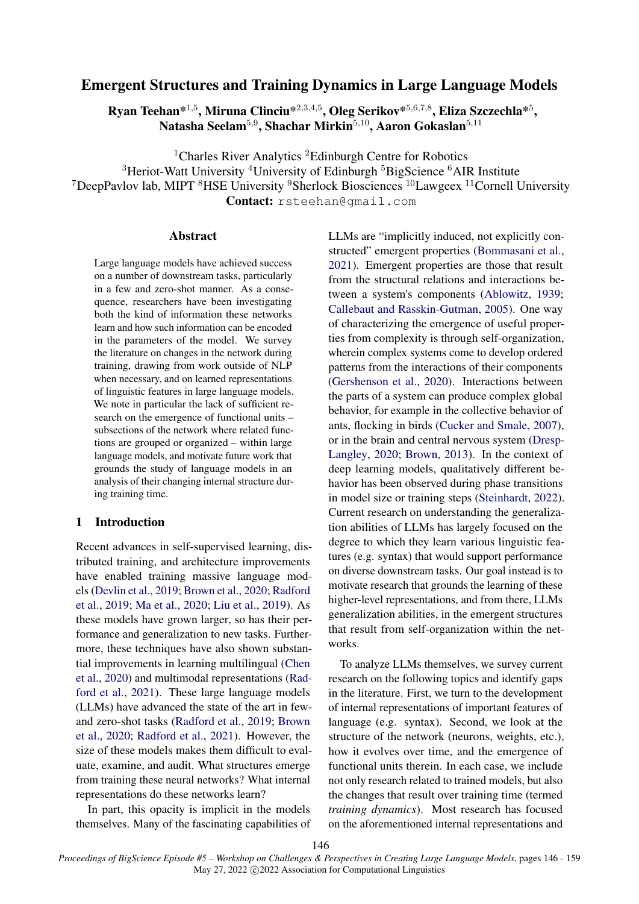# Emergent Structures and Training Dynamics in Large Language Models

**Ryan Teehan*[1,5], Miruna Clinciu*[2,3,4,5], Oleg Serikov*[5,6,7,8], Eliza Szczechla*[5], Natasha Seelam[5,9], Shachar Mirkin[5,10], Aaron Gokaslan[5,11]**

[1]Charles River Analytics [2]Edinburgh Centre for Robotics
[3]Heriot-Watt University [4]University of Edinburgh [5]BigScience [6]AIR Institute
[7]DeepPavlov lab, MIPT [8]HSE University [9]Sherlock Biosciences [10]Lawgeex [11]Cornell University
**Contact:** rsteehan@gmail.com

## Abstract

Large language models have achieved success on a number of downstream tasks, particularly in a few and zero-shot manner. As a consequence, researchers have been investigating both the kind of information these networks learn and how such information can be encoded in the parameters of the model. We survey the literature on changes in the network during training, drawing from work outside of NLP when necessary, and on learned representations of linguistic features in large language models. We note in particular the lack of sufficient research on the emergence of functional units – subsections of the network where related functions are grouped or organized – within large language models, and motivate future work that grounds the study of language models in an analysis of their changing internal structure during training time.

## 1 Introduction

Recent advances in self-supervised learning, distributed training, and architecture improvements have enabled training massive language models (Devlin et al., 2019; Brown et al., 2020; Radford et al., 2019; Ma et al., 2020; Liu et al., 2019). As these models have grown larger, so has their performance and generalization to new tasks. Furthermore, these techniques have also shown substantial improvements in learning multilingual (Chen et al., 2020) and multimodal representations (Radford et al., 2021). These large language models (LLMs) have advanced the state of the art in few- and zero-shot tasks (Radford et al., 2019; Brown et al., 2020; Radford et al., 2021). However, the size of these models makes them difficult to evaluate, examine, and audit. What structures emerge from training these neural networks? What internal representations do these networks learn?

In part, this opacity is implicit in the models themselves. Many of the fascinating capabilities of LLMs are "implicitly induced, not explicitly constructed" emergent properties (Bommasani et al., 2021). Emergent properties are those that result from the structural relations and interactions between a system's components (Ablowitz, 1939; Callebaut and Rasskin-Gutman, 2005). One way of characterizing the emergence of useful properties from complexity is through self-organization, wherein complex systems come to develop ordered patterns from the interactions of their components (Gershenson et al., 2020). Interactions between the parts of a system can produce complex global behavior, for example in the collective behavior of ants, flocking in birds (Cucker and Smale, 2007), or in the brain and central nervous system (Dresp-Langley, 2020; Brown, 2013). In the context of deep learning models, qualitatively different behavior has been observed during phase transitions in model size or training steps (Steinhardt, 2022). Current research on understanding the generalization abilities of LLMs has largely focused on the degree to which they learn various linguistic features (e.g. syntax) that would support performance on diverse downstream tasks. Our goal instead is to motivate research that grounds the learning of these higher-level representations, and from there, LLMs generalization abilities, in the emergent structures that result from self-organization within the networks.

To analyze LLMs themselves, we survey current research on the following topics and identify gaps in the literature. First, we turn to the development of internal representations of important features of language (e.g. syntax). Second, we look at the structure of the network (neurons, weights, etc.), how it evolves over time, and the emergence of functional units therein. In each case, we include not only research related to trained models, but also the changes that result over training time (termed *training dynamics*). Most research has focused on the aforementioned internal representations and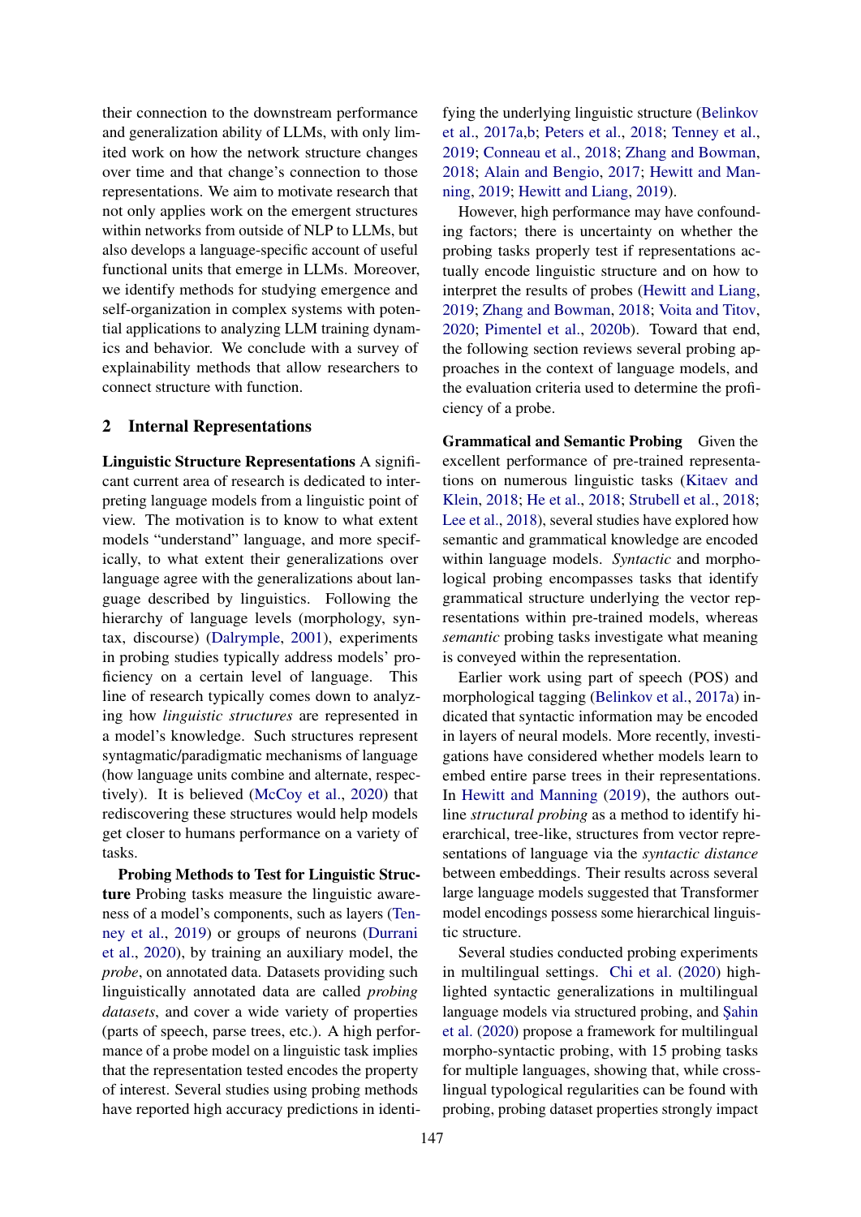their connection to the downstream performance and generalization ability of LLMs, with only limited work on how the network structure changes over time and that change's connection to those representations. We aim to motivate research that not only applies work on the emergent structures within networks from outside of NLP to LLMs, but also develops a language-specific account of useful functional units that emerge in LLMs. Moreover, we identify methods for studying emergence and self-organization in complex systems with potential applications to analyzing LLM training dynamics and behavior. We conclude with a survey of explainability methods that allow researchers to connect structure with function.

## 2 Internal Representations

**Linguistic Structure Representations** A significant current area of research is dedicated to interpreting language models from a linguistic point of view. The motivation is to know to what extent models "understand" language, and more specifically, to what extent their generalizations over language agree with the generalizations about language described by linguistics. Following the hierarchy of language levels (morphology, syntax, discourse) (Dalrymple, 2001), experiments in probing studies typically address models' proficiency on a certain level of language. This line of research typically comes down to analyzing how *linguistic structures* are represented in a model's knowledge. Such structures represent syntagmatic/paradigmatic mechanisms of language (how language units combine and alternate, respectively). It is believed (McCoy et al., 2020) that rediscovering these structures would help models get closer to humans performance on a variety of tasks.

**Probing Methods to Test for Linguistic Structure** Probing tasks measure the linguistic awareness of a model's components, such as layers (Tenney et al., 2019) or groups of neurons (Durrani et al., 2020), by training an auxiliary model, the *probe*, on annotated data. Datasets providing such linguistically annotated data are called *probing datasets*, and cover a wide variety of properties (parts of speech, parse trees, etc.). A high performance of a probe model on a linguistic task implies that the representation tested encodes the property of interest. Several studies using probing methods have reported high accuracy predictions in identifying the underlying linguistic structure (Belinkov et al., 2017a,b; Peters et al., 2018; Tenney et al., 2019; Conneau et al., 2018; Zhang and Bowman, 2018; Alain and Bengio, 2017; Hewitt and Manning, 2019; Hewitt and Liang, 2019).

However, high performance may have confounding factors; there is uncertainty on whether the probing tasks properly test if representations actually encode linguistic structure and on how to interpret the results of probes (Hewitt and Liang, 2019; Zhang and Bowman, 2018; Voita and Titov, 2020; Pimentel et al., 2020b). Toward that end, the following section reviews several probing approaches in the context of language models, and the evaluation criteria used to determine the proficiency of a probe.

**Grammatical and Semantic Probing** Given the excellent performance of pre-trained representations on numerous linguistic tasks (Kitaev and Klein, 2018; He et al., 2018; Strubell et al., 2018; Lee et al., 2018), several studies have explored how semantic and grammatical knowledge are encoded within language models. *Syntactic* and morphological probing encompasses tasks that identify grammatical structure underlying the vector representations within pre-trained models, whereas *semantic* probing tasks investigate what meaning is conveyed within the representation.

Earlier work using part of speech (POS) and morphological tagging (Belinkov et al., 2017a) indicated that syntactic information may be encoded in layers of neural models. More recently, investigations have considered whether models learn to embed entire parse trees in their representations. In Hewitt and Manning (2019), the authors outline *structural probing* as a method to identify hierarchical, tree-like, structures from vector representations of language via the *syntactic distance* between embeddings. Their results across several large language models suggested that Transformer model encodings possess some hierarchical linguistic structure.

Several studies conducted probing experiments in multilingual settings. Chi et al. (2020) highlighted syntactic generalizations in multilingual language models via structured probing, and Şahin et al. (2020) propose a framework for multilingual morpho-syntactic probing, with 15 probing tasks for multiple languages, showing that, while cross-lingual typological regularities can be found with probing, probing dataset properties strongly impact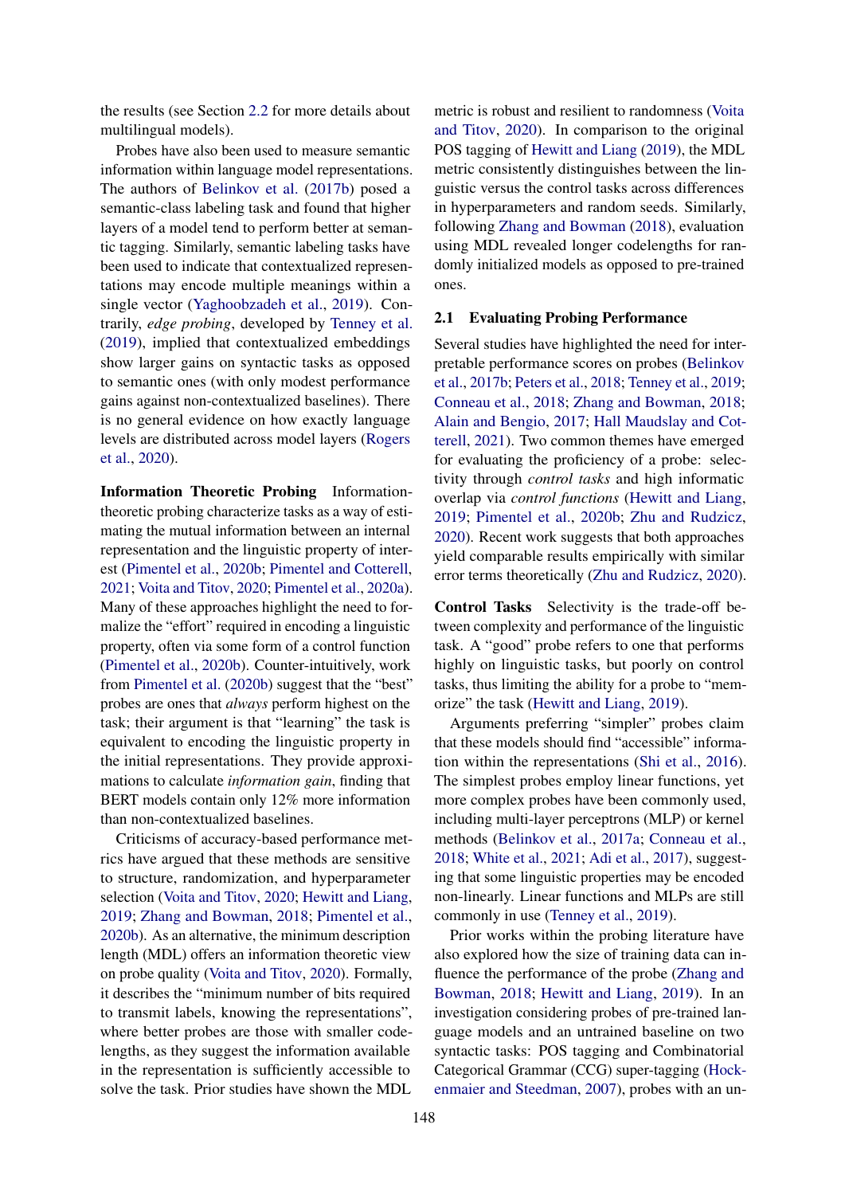the results (see Section 2.2 for more details about multilingual models).

Probes have also been used to measure semantic information within language model representations. The authors of Belinkov et al. (2017b) posed a semantic-class labeling task and found that higher layers of a model tend to perform better at semantic tagging. Similarly, semantic labeling tasks have been used to indicate that contextualized representations may encode multiple meanings within a single vector (Yaghoobzadeh et al., 2019). Contrarily, *edge probing*, developed by Tenney et al. (2019), implied that contextualized embeddings show larger gains on syntactic tasks as opposed to semantic ones (with only modest performance gains against non-contextualized baselines). There is no general evidence on how exactly language levels are distributed across model layers (Rogers et al., 2020).

**Information Theoretic Probing** Information-theoretic probing characterize tasks as a way of estimating the mutual information between an internal representation and the linguistic property of interest (Pimentel et al., 2020b; Pimentel and Cotterell, 2021; Voita and Titov, 2020; Pimentel et al., 2020a). Many of these approaches highlight the need to formalize the "effort" required in encoding a linguistic property, often via some form of a control function (Pimentel et al., 2020b). Counter-intuitively, work from Pimentel et al. (2020b) suggest that the "best" probes are ones that *always* perform highest on the task; their argument is that "learning" the task is equivalent to encoding the linguistic property in the initial representations. They provide approximations to calculate *information gain*, finding that BERT models contain only 12% more information than non-contextualized baselines.

Criticisms of accuracy-based performance metrics have argued that these methods are sensitive to structure, randomization, and hyperparameter selection (Voita and Titov, 2020; Hewitt and Liang, 2019; Zhang and Bowman, 2018; Pimentel et al., 2020b). As an alternative, the minimum description length (MDL) offers an information theoretic view on probe quality (Voita and Titov, 2020). Formally, it describes the "minimum number of bits required to transmit labels, knowing the representations", where better probes are those with smaller codelengths, as they suggest the information available in the representation is sufficiently accessible to solve the task. Prior studies have shown the MDL metric is robust and resilient to randomness (Voita and Titov, 2020). In comparison to the original POS tagging of Hewitt and Liang (2019), the MDL metric consistently distinguishes between the linguistic versus the control tasks across differences in hyperparameters and random seeds. Similarly, following Zhang and Bowman (2018), evaluation using MDL revealed longer codelengths for randomly initialized models as opposed to pre-trained ones.

## 2.1 Evaluating Probing Performance

Several studies have highlighted the need for interpretable performance scores on probes (Belinkov et al., 2017b; Peters et al., 2018; Tenney et al., 2019; Conneau et al., 2018; Zhang and Bowman, 2018; Alain and Bengio, 2017; Hall Maudslay and Cotterell, 2021). Two common themes have emerged for evaluating the proficiency of a probe: selectivity through *control tasks* and high informatic overlap via *control functions* (Hewitt and Liang, 2019; Pimentel et al., 2020b; Zhu and Rudzicz, 2020). Recent work suggests that both approaches yield comparable results empirically with similar error terms theoretically (Zhu and Rudzicz, 2020).

**Control Tasks** Selectivity is the trade-off between complexity and performance of the linguistic task. A "good" probe refers to one that performs highly on linguistic tasks, but poorly on control tasks, thus limiting the ability for a probe to "memorize" the task (Hewitt and Liang, 2019).

Arguments preferring "simpler" probes claim that these models should find "accessible" information within the representations (Shi et al., 2016). The simplest probes employ linear functions, yet more complex probes have been commonly used, including multi-layer perceptrons (MLP) or kernel methods (Belinkov et al., 2017a; Conneau et al., 2018; White et al., 2021; Adi et al., 2017), suggesting that some linguistic properties may be encoded non-linearly. Linear functions and MLPs are still commonly in use (Tenney et al., 2019).

Prior works within the probing literature have also explored how the size of training data can influence the performance of the probe (Zhang and Bowman, 2018; Hewitt and Liang, 2019). In an investigation considering probes of pre-trained language models and an untrained baseline on two syntactic tasks: POS tagging and Combinatorial Categorical Grammar (CCG) super-tagging (Hockenmaier and Steedman, 2007), probes with an un-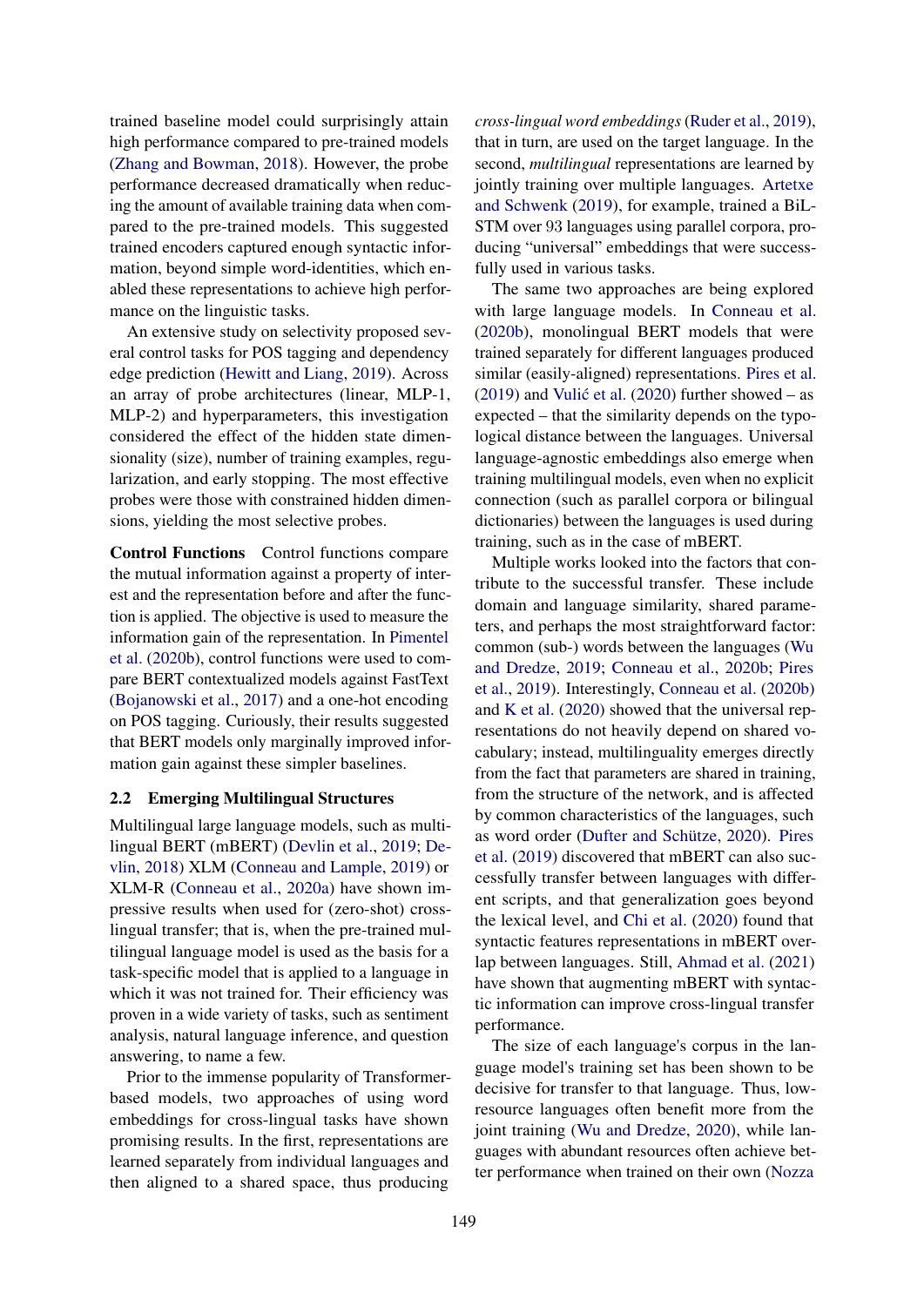trained baseline model could surprisingly attain high performance compared to pre-trained models (Zhang and Bowman, 2018). However, the probe performance decreased dramatically when reducing the amount of available training data when compared to the pre-trained models. This suggested trained encoders captured enough syntactic information, beyond simple word-identities, which enabled these representations to achieve high performance on the linguistic tasks.

An extensive study on selectivity proposed several control tasks for POS tagging and dependency edge prediction (Hewitt and Liang, 2019). Across an array of probe architectures (linear, MLP-1, MLP-2) and hyperparameters, this investigation considered the effect of the hidden state dimensionality (size), number of training examples, regularization, and early stopping. The most effective probes were those with constrained hidden dimensions, yielding the most selective probes.

**Control Functions** Control functions compare the mutual information against a property of interest and the representation before and after the function is applied. The objective is used to measure the information gain of the representation. In Pimentel et al. (2020b), control functions were used to compare BERT contextualized models against FastText (Bojanowski et al., 2017) and a one-hot encoding on POS tagging. Curiously, their results suggested that BERT models only marginally improved information gain against these simpler baselines.

### 2.2 Emerging Multilingual Structures

Multilingual large language models, such as multilingual BERT (mBERT) (Devlin et al., 2019; Devlin, 2018) XLM (Conneau and Lample, 2019) or XLM-R (Conneau et al., 2020a) have shown impressive results when used for (zero-shot) cross-lingual transfer; that is, when the pre-trained multilingual language model is used as the basis for a task-specific model that is applied to a language in which it was not trained for. Their efficiency was proven in a wide variety of tasks, such as sentiment analysis, natural language inference, and question answering, to name a few.

Prior to the immense popularity of Transformer-based models, two approaches of using word embeddings for cross-lingual tasks have shown promising results. In the first, representations are learned separately from individual languages and then aligned to a shared space, thus producing *cross-lingual word embeddings* (Ruder et al., 2019), that in turn, are used on the target language. In the second, *multilingual* representations are learned by jointly training over multiple languages. Artetxe and Schwenk (2019), for example, trained a BiLSTM over 93 languages using parallel corpora, producing "universal" embeddings that were successfully used in various tasks.

The same two approaches are being explored with large language models. In Conneau et al. (2020b), monolingual BERT models that were trained separately for different languages produced similar (easily-aligned) representations. Pires et al. (2019) and Vulić et al. (2020) further showed – as expected – that the similarity depends on the typological distance between the languages. Universal language-agnostic embeddings also emerge when training multilingual models, even when no explicit connection (such as parallel corpora or bilingual dictionaries) between the languages is used during training, such as in the case of mBERT.

Multiple works looked into the factors that contribute to the successful transfer. These include domain and language similarity, shared parameters, and perhaps the most straightforward factor: common (sub-) words between the languages (Wu and Dredze, 2019; Conneau et al., 2020b; Pires et al., 2019). Interestingly, Conneau et al. (2020b) and K et al. (2020) showed that the universal representations do not heavily depend on shared vocabulary; instead, multilinguality emerges directly from the fact that parameters are shared in training, from the structure of the network, and is affected by common characteristics of the languages, such as word order (Dufter and Schütze, 2020). Pires et al. (2019) discovered that mBERT can also successfully transfer between languages with different scripts, and that generalization goes beyond the lexical level, and Chi et al. (2020) found that syntactic features representations in mBERT overlap between languages. Still, Ahmad et al. (2021) have shown that augmenting mBERT with syntactic information can improve cross-lingual transfer performance.

The size of each language's corpus in the language model's training set has been shown to be decisive for transfer to that language. Thus, low-resource languages often benefit more from the joint training (Wu and Dredze, 2020), while languages with abundant resources often achieve better performance when trained on their own (Nozza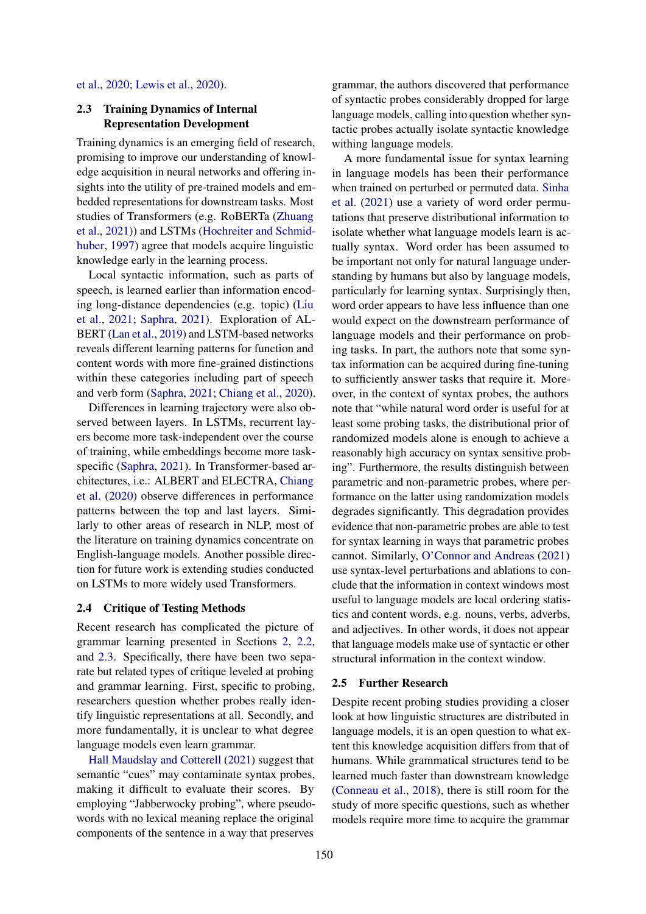et al., 2020; Lewis et al., 2020).

### 2.3 Training Dynamics of Internal Representation Development

Training dynamics is an emerging field of research, promising to improve our understanding of knowledge acquisition in neural networks and offering insights into the utility of pre-trained models and embedded representations for downstream tasks. Most studies of Transformers (e.g. RoBERTa (Zhuang et al., 2021)) and LSTMs (Hochreiter and Schmidhuber, 1997) agree that models acquire linguistic knowledge early in the learning process.

Local syntactic information, such as parts of speech, is learned earlier than information encoding long-distance dependencies (e.g. topic) (Liu et al., 2021; Saphra, 2021). Exploration of ALBERT (Lan et al., 2019) and LSTM-based networks reveals different learning patterns for function and content words with more fine-grained distinctions within these categories including part of speech and verb form (Saphra, 2021; Chiang et al., 2020).

Differences in learning trajectory were also observed between layers. In LSTMs, recurrent layers become more task-independent over the course of training, while embeddings become more task-specific (Saphra, 2021). In Transformer-based architectures, i.e.: ALBERT and ELECTRA, Chiang et al. (2020) observe differences in performance patterns between the top and last layers. Similarly to other areas of research in NLP, most of the literature on training dynamics concentrate on English-language models. Another possible direction for future work is extending studies conducted on LSTMs to more widely used Transformers.

### 2.4 Critique of Testing Methods

Recent research has complicated the picture of grammar learning presented in Sections 2, 2.2, and 2.3. Specifically, there have been two separate but related types of critique leveled at probing and grammar learning. First, specific to probing, researchers question whether probes really identify linguistic representations at all. Secondly, and more fundamentally, it is unclear to what degree language models even learn grammar.

Hall Maudslay and Cotterell (2021) suggest that semantic "cues" may contaminate syntax probes, making it difficult to evaluate their scores. By employing "Jabberwocky probing", where pseudo-words with no lexical meaning replace the original components of the sentence in a way that preserves grammar, the authors discovered that performance of syntactic probes considerably dropped for large language models, calling into question whether syntactic probes actually isolate syntactic knowledge withing language models.

A more fundamental issue for syntax learning in language models has been their performance when trained on perturbed or permuted data. Sinha et al. (2021) use a variety of word order permutations that preserve distributional information to isolate whether what language models learn is actually syntax. Word order has been assumed to be important not only for natural language understanding by humans but also by language models, particularly for learning syntax. Surprisingly then, word order appears to have less influence than one would expect on the downstream performance of language models and their performance on probing tasks. In part, the authors note that some syntax information can be acquired during fine-tuning to sufficiently answer tasks that require it. Moreover, in the context of syntax probes, the authors note that "while natural word order is useful for at least some probing tasks, the distributional prior of randomized models alone is enough to achieve a reasonably high accuracy on syntax sensitive probing". Furthermore, the results distinguish between parametric and non-parametric probes, where performance on the latter using randomization models degrades significantly. This degradation provides evidence that non-parametric probes are able to test for syntax learning in ways that parametric probes cannot. Similarly, O'Connor and Andreas (2021) use syntax-level perturbations and ablations to conclude that the information in context windows most useful to language models are local ordering statistics and content words, e.g. nouns, verbs, adverbs, and adjectives. In other words, it does not appear that language models make use of syntactic or other structural information in the context window.

### 2.5 Further Research

Despite recent probing studies providing a closer look at how linguistic structures are distributed in language models, it is an open question to what extent this knowledge acquisition differs from that of humans. While grammatical structures tend to be learned much faster than downstream knowledge (Conneau et al., 2018), there is still room for the study of more specific questions, such as whether models require more time to acquire the grammar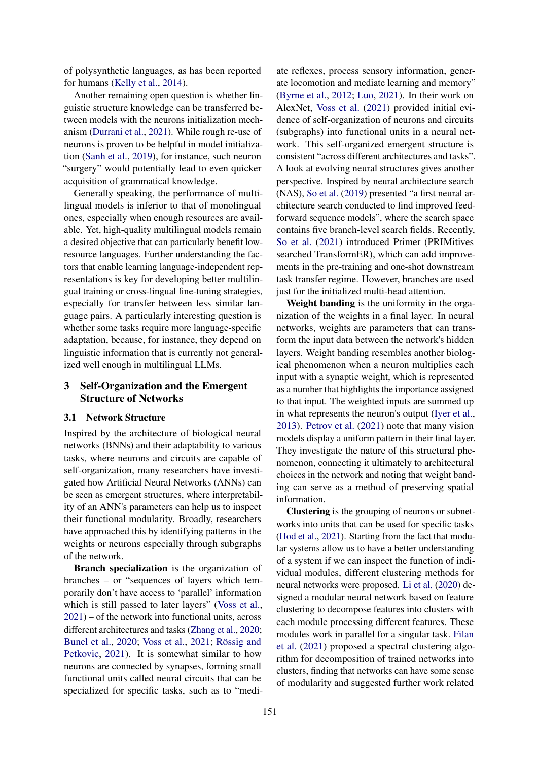of polysynthetic languages, as has been reported for humans (Kelly et al., 2014).

Another remaining open question is whether linguistic structure knowledge can be transferred between models with the neurons initialization mechanism (Durrani et al., 2021). While rough re-use of neurons is proven to be helpful in model initialization (Sanh et al., 2019), for instance, such neuron "surgery" would potentially lead to even quicker acquisition of grammatical knowledge.

Generally speaking, the performance of multilingual models is inferior to that of monolingual ones, especially when enough resources are available. Yet, high-quality multilingual models remain a desired objective that can particularly benefit low-resource languages. Further understanding the factors that enable learning language-independent representations is key for developing better multilingual training or cross-lingual fine-tuning strategies, especially for transfer between less similar language pairs. A particularly interesting question is whether some tasks require more language-specific adaptation, because, for instance, they depend on linguistic information that is currently not generalized well enough in multilingual LLMs.

## 3 Self-Organization and the Emergent Structure of Networks

### 3.1 Network Structure

Inspired by the architecture of biological neural networks (BNNs) and their adaptability to various tasks, where neurons and circuits are capable of self-organization, many researchers have investigated how Artificial Neural Networks (ANNs) can be seen as emergent structures, where interpretability of an ANN's parameters can help us to inspect their functional modularity. Broadly, researchers have approached this by identifying patterns in the weights or neurons especially through subgraphs of the network.

**Branch specialization** is the organization of branches – or "sequences of layers which temporarily don't have access to 'parallel' information which is still passed to later layers" (Voss et al., 2021) – of the network into functional units, across different architectures and tasks (Zhang et al., 2020; Bunel et al., 2020; Voss et al., 2021; Rössig and Petkovic, 2021). It is somewhat similar to how neurons are connected by synapses, forming small functional units called neural circuits that can be specialized for specific tasks, such as to "mediate reflexes, process sensory information, generate locomotion and mediate learning and memory" (Byrne et al., 2012; Luo, 2021). In their work on AlexNet, Voss et al. (2021) provided initial evidence of self-organization of neurons and circuits (subgraphs) into functional units in a neural network. This self-organized emergent structure is consistent "across different architectures and tasks". A look at evolving neural structures gives another perspective. Inspired by neural architecture search (NAS), So et al. (2019) presented "a first neural architecture search conducted to find improved feed-forward sequence models", where the search space contains five branch-level search fields. Recently, So et al. (2021) introduced Primer (PRIMitives searched TransformER), which can add improvements in the pre-training and one-shot downstream task transfer regime. However, branches are used just for the initialized multi-head attention.

**Weight banding** is the uniformity in the organization of the weights in a final layer. In neural networks, weights are parameters that can transform the input data between the network's hidden layers. Weight banding resembles another biological phenomenon when a neuron multiplies each input with a synaptic weight, which is represented as a number that highlights the importance assigned to that input. The weighted inputs are summed up in what represents the neuron's output (Iyer et al., 2013). Petrov et al. (2021) note that many vision models display a uniform pattern in their final layer. They investigate the nature of this structural phenomenon, connecting it ultimately to architectural choices in the network and noting that weight banding can serve as a method of preserving spatial information.

**Clustering** is the grouping of neurons or subnetworks into units that can be used for specific tasks (Hod et al., 2021). Starting from the fact that modular systems allow us to have a better understanding of a system if we can inspect the function of individual modules, different clustering methods for neural networks were proposed. Li et al. (2020) designed a modular neural network based on feature clustering to decompose features into clusters with each module processing different features. These modules work in parallel for a singular task. Filan et al. (2021) proposed a spectral clustering algorithm for decomposition of trained networks into clusters, finding that networks can have some sense of modularity and suggested further work related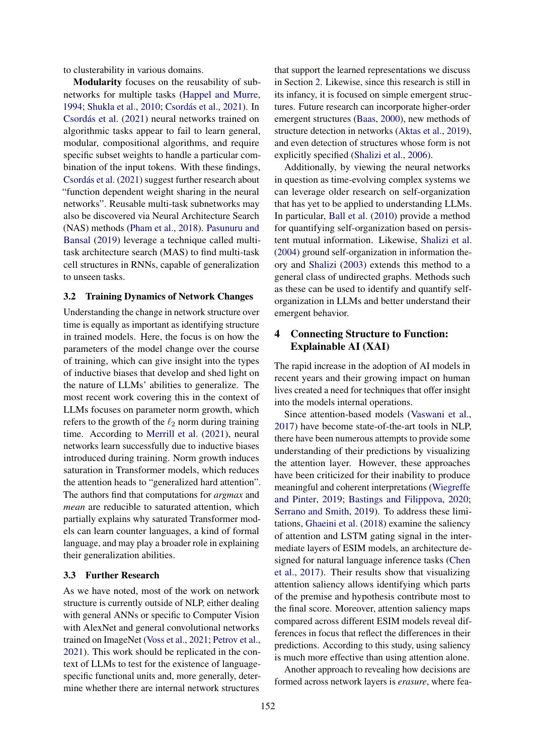to clusterability in various domains.

**Modularity** focuses on the reusability of subnetworks for multiple tasks (Happel and Murre, 1994; Shukla et al., 2010; Csordás et al., 2021). In Csordás et al. (2021) neural networks trained on algorithmic tasks appear to fail to learn general, modular, compositional algorithms, and require specific subset weights to handle a particular combination of the input tokens. With these findings, Csordás et al. (2021) suggest further research about "function dependent weight sharing in the neural networks". Reusable multi-task subnetworks may also be discovered via Neural Architecture Search (NAS) methods (Pham et al., 2018). Pasunuru and Bansal (2019) leverage a technique called multi-task architecture search (MAS) to find multi-task cell structures in RNNs, capable of generalization to unseen tasks.

### 3.2 Training Dynamics of Network Changes

Understanding the change in network structure over time is equally as important as identifying structure in trained models. Here, the focus is on how the parameters of the model change over the course of training, which can give insight into the types of inductive biases that develop and shed light on the nature of LLMs' abilities to generalize. The most recent work covering this in the context of LLMs focuses on parameter norm growth, which refers to the growth of the $\ell_2$ norm during training time. According to Merrill et al. (2021), neural networks learn successfully due to inductive biases introduced during training. Norm growth induces saturation in Transformer models, which reduces the attention heads to "generalized hard attention". The authors find that computations for *argmax* and *mean* are reducible to saturated attention, which partially explains why saturated Transformer models can learn counter languages, a kind of formal language, and may play a broader role in explaining their generalization abilities.

### 3.3 Further Research

As we have noted, most of the work on network structure is currently outside of NLP, either dealing with general ANNs or specific to Computer Vision with AlexNet and general convolutional networks trained on ImageNet (Voss et al., 2021; Petrov et al., 2021). This work should be replicated in the context of LLMs to test for the existence of language-specific functional units and, more generally, determine whether there are internal network structures that support the learned representations we discuss in Section 2. Likewise, since this research is still in its infancy, it is focused on simple emergent structures. Future research can incorporate higher-order emergent structures (Baas, 2000), new methods of structure detection in networks (Aktas et al., 2019), and even detection of structures whose form is not explicitly specified (Shalizi et al., 2006).

Additionally, by viewing the neural networks in question as time-evolving complex systems we can leverage older research on self-organization that has yet to be applied to understanding LLMs. In particular, Ball et al. (2010) provide a method for quantifying self-organization based on persistent mutual information. Likewise, Shalizi et al. (2004) ground self-organization in information theory and Shalizi (2003) extends this method to a general class of undirected graphs. Methods such as these can be used to identify and quantify self-organization in LLMs and better understand their emergent behavior.

## 4 Connecting Structure to Function: Explainable AI (XAI)

The rapid increase in the adoption of AI models in recent years and their growing impact on human lives created a need for techniques that offer insight into the models internal operations.

Since attention-based models (Vaswani et al., 2017) have become state-of-the-art tools in NLP, there have been numerous attempts to provide some understanding of their predictions by visualizing the attention layer. However, these approaches have been criticized for their inability to produce meaningful and coherent interpretations (Wiegreffe and Pinter, 2019; Bastings and Filippova, 2020; Serrano and Smith, 2019). To address these limitations, Ghaeini et al. (2018) examine the saliency of attention and LSTM gating signal in the intermediate layers of ESIM models, an architecture designed for natural language inference tasks (Chen et al., 2017). Their results show that visualizing attention saliency allows identifying which parts of the premise and hypothesis contribute most to the final score. Moreover, attention saliency maps compared across different ESIM models reveal differences in focus that reflect the differences in their predictions. According to this study, using saliency is much more effective than using attention alone.

Another approach to revealing how decisions are formed across network layers is *erasure*, where fea-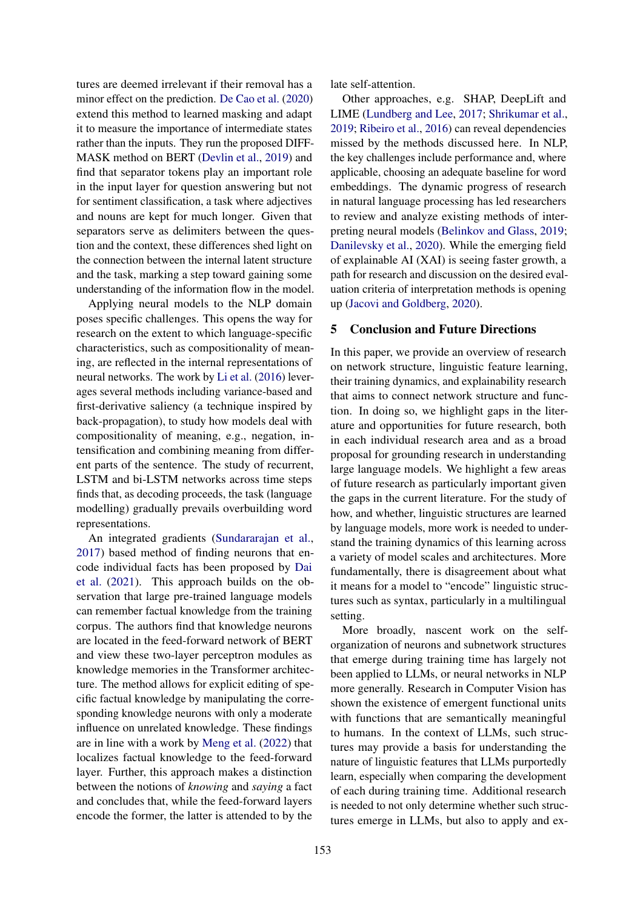tures are deemed irrelevant if their removal has a minor effect on the prediction. De Cao et al. (2020) extend this method to learned masking and adapt it to measure the importance of intermediate states rather than the inputs. They run the proposed DIFF-MASK method on BERT (Devlin et al., 2019) and find that separator tokens play an important role in the input layer for question answering but not for sentiment classification, a task where adjectives and nouns are kept for much longer. Given that separators serve as delimiters between the question and the context, these differences shed light on the connection between the internal latent structure and the task, marking a step toward gaining some understanding of the information flow in the model.

Applying neural models to the NLP domain poses specific challenges. This opens the way for research on the extent to which language-specific characteristics, such as compositionality of meaning, are reflected in the internal representations of neural networks. The work by Li et al. (2016) leverages several methods including variance-based and first-derivative saliency (a technique inspired by back-propagation), to study how models deal with compositionality of meaning, e.g., negation, intensification and combining meaning from different parts of the sentence. The study of recurrent, LSTM and bi-LSTM networks across time steps finds that, as decoding proceeds, the task (language modelling) gradually prevails overbuilding word representations.

An integrated gradients (Sundararajan et al., 2017) based method of finding neurons that encode individual facts has been proposed by Dai et al. (2021). This approach builds on the observation that large pre-trained language models can remember factual knowledge from the training corpus. The authors find that knowledge neurons are located in the feed-forward network of BERT and view these two-layer perceptron modules as knowledge memories in the Transformer architecture. The method allows for explicit editing of specific factual knowledge by manipulating the corresponding knowledge neurons with only a moderate influence on unrelated knowledge. These findings are in line with a work by Meng et al. (2022) that localizes factual knowledge to the feed-forward layer. Further, this approach makes a distinction between the notions of *knowing* and *saying* a fact and concludes that, while the feed-forward layers encode the former, the latter is attended to by the late self-attention.

Other approaches, e.g. SHAP, DeepLift and LIME (Lundberg and Lee, 2017; Shrikumar et al., 2019; Ribeiro et al., 2016) can reveal dependencies missed by the methods discussed here. In NLP, the key challenges include performance and, where applicable, choosing an adequate baseline for word embeddings. The dynamic progress of research in natural language processing has led researchers to review and analyze existing methods of interpreting neural models (Belinkov and Glass, 2019; Danilevsky et al., 2020). While the emerging field of explainable AI (XAI) is seeing faster growth, a path for research and discussion on the desired evaluation criteria of interpretation methods is opening up (Jacovi and Goldberg, 2020).

## 5 Conclusion and Future Directions

In this paper, we provide an overview of research on network structure, linguistic feature learning, their training dynamics, and explainability research that aims to connect network structure and function. In doing so, we highlight gaps in the literature and opportunities for future research, both in each individual research area and as a broad proposal for grounding research in understanding large language models. We highlight a few areas of future research as particularly important given the gaps in the current literature. For the study of how, and whether, linguistic structures are learned by language models, more work is needed to understand the training dynamics of this learning across a variety of model scales and architectures. More fundamentally, there is disagreement about what it means for a model to "encode" linguistic structures such as syntax, particularly in a multilingual setting.

More broadly, nascent work on the self-organization of neurons and subnetwork structures that emerge during training time has largely not been applied to LLMs, or neural networks in NLP more generally. Research in Computer Vision has shown the existence of emergent functional units with functions that are semantically meaningful to humans. In the context of LLMs, such structures may provide a basis for understanding the nature of linguistic features that LLMs purportedly learn, especially when comparing the development of each during training time. Additional research is needed to not only determine whether such structures emerge in LLMs, but also to apply and ex-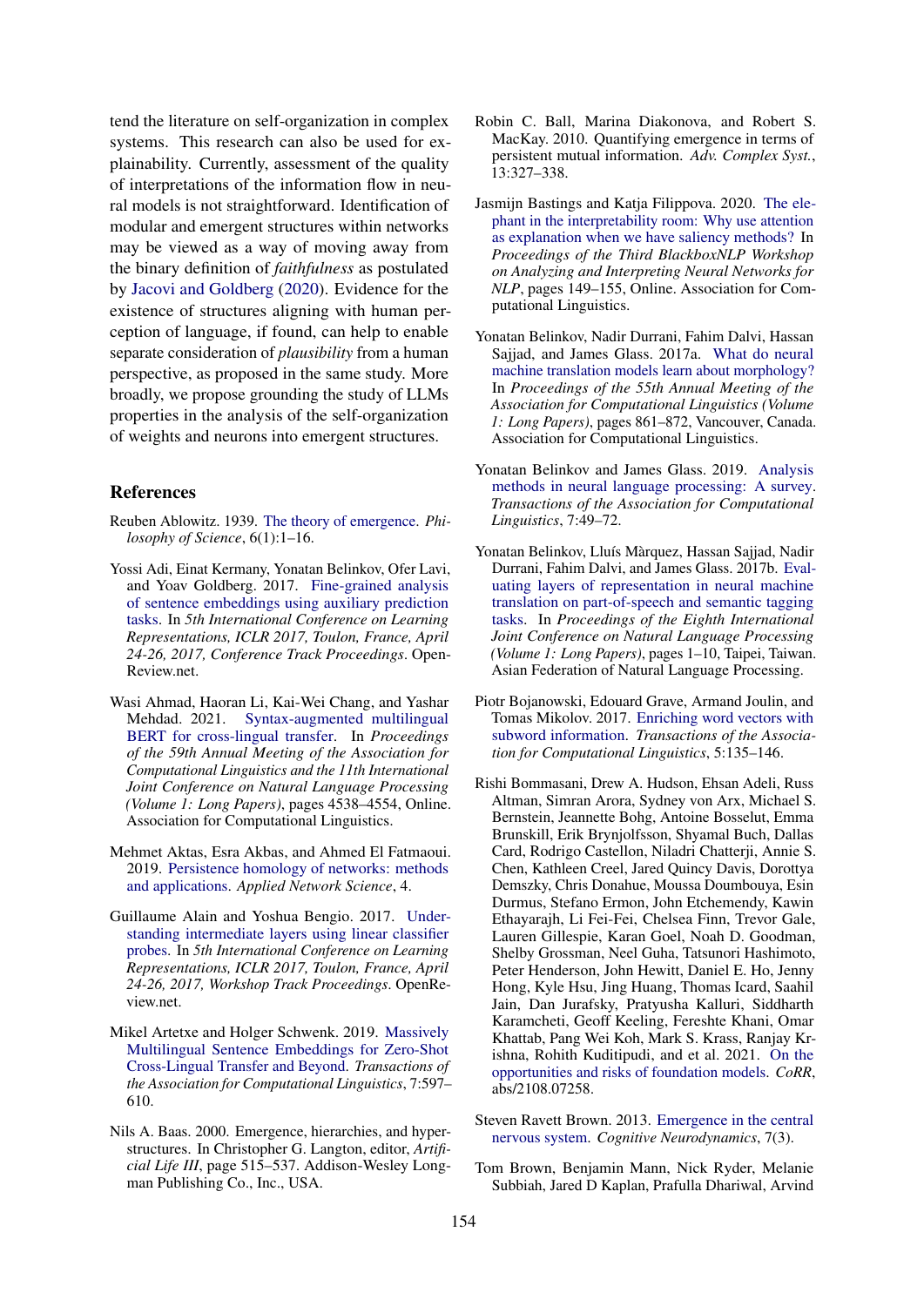tend the literature on self-organization in complex systems. This research can also be used for explainability. Currently, assessment of the quality of interpretations of the information flow in neural models is not straightforward. Identification of modular and emergent structures within networks may be viewed as a way of moving away from the binary definition of *faithfulness* as postulated by Jacovi and Goldberg (2020). Evidence for the existence of structures aligning with human perception of language, if found, can help to enable separate consideration of *plausibility* from a human perspective, as proposed in the same study. More broadly, we propose grounding the study of LLMs properties in the analysis of the self-organization of weights and neurons into emergent structures.

## References

Reuben Ablowitz. 1939. The theory of emergence. *Philosophy of Science*, 6(1):1–16.

Yossi Adi, Einat Kermany, Yonatan Belinkov, Ofer Lavi, and Yoav Goldberg. 2017. Fine-grained analysis of sentence embeddings using auxiliary prediction tasks. In *5th International Conference on Learning Representations, ICLR 2017, Toulon, France, April 24-26, 2017, Conference Track Proceedings*. OpenReview.net.

Wasi Ahmad, Haoran Li, Kai-Wei Chang, and Yashar Mehdad. 2021. Syntax-augmented multilingual BERT for cross-lingual transfer. In *Proceedings of the 59th Annual Meeting of the Association for Computational Linguistics and the 11th International Joint Conference on Natural Language Processing (Volume 1: Long Papers)*, pages 4538–4554, Online. Association for Computational Linguistics.

Mehmet Aktas, Esra Akbas, and Ahmed El Fatmaoui. 2019. Persistence homology of networks: methods and applications. *Applied Network Science*, 4.

Guillaume Alain and Yoshua Bengio. 2017. Understanding intermediate layers using linear classifier probes. In *5th International Conference on Learning Representations, ICLR 2017, Toulon, France, April 24-26, 2017, Workshop Track Proceedings*. OpenReview.net.

Mikel Artetxe and Holger Schwenk. 2019. Massively Multilingual Sentence Embeddings for Zero-Shot Cross-Lingual Transfer and Beyond. *Transactions of the Association for Computational Linguistics*, 7:597–610.

Nils A. Baas. 2000. Emergence, hierarchies, and hyperstructures. In Christopher G. Langton, editor, *Artificial Life III*, page 515–537. Addison-Wesley Longman Publishing Co., Inc., USA.

Robin C. Ball, Marina Diakonova, and Robert S. MacKay. 2010. Quantifying emergence in terms of persistent mutual information. *Adv. Complex Syst.*, 13:327–338.

Jasmijn Bastings and Katja Filippova. 2020. The elephant in the interpretability room: Why use attention as explanation when we have saliency methods? In *Proceedings of the Third BlackboxNLP Workshop on Analyzing and Interpreting Neural Networks for NLP*, pages 149–155, Online. Association for Computational Linguistics.

Yonatan Belinkov, Nadir Durrani, Fahim Dalvi, Hassan Sajjad, and James Glass. 2017a. What do neural machine translation models learn about morphology? In *Proceedings of the 55th Annual Meeting of the Association for Computational Linguistics (Volume 1: Long Papers)*, pages 861–872, Vancouver, Canada. Association for Computational Linguistics.

Yonatan Belinkov and James Glass. 2019. Analysis methods in neural language processing: A survey. *Transactions of the Association for Computational Linguistics*, 7:49–72.

Yonatan Belinkov, Lluís Màrquez, Hassan Sajjad, Nadir Durrani, Fahim Dalvi, and James Glass. 2017b. Evaluating layers of representation in neural machine translation on part-of-speech and semantic tagging tasks. In *Proceedings of the Eighth International Joint Conference on Natural Language Processing (Volume 1: Long Papers)*, pages 1–10, Taipei, Taiwan. Asian Federation of Natural Language Processing.

Piotr Bojanowski, Edouard Grave, Armand Joulin, and Tomas Mikolov. 2017. Enriching word vectors with subword information. *Transactions of the Association for Computational Linguistics*, 5:135–146.

Rishi Bommasani, Drew A. Hudson, Ehsan Adeli, Russ Altman, Simran Arora, Sydney von Arx, Michael S. Bernstein, Jeannette Bohg, Antoine Bosselut, Emma Brunskill, Erik Brynjolfsson, Shyamal Buch, Dallas Card, Rodrigo Castellon, Niladri Chatterji, Annie S. Chen, Kathleen Creel, Jared Quincy Davis, Dorottya Demszky, Chris Donahue, Moussa Doumbouya, Esin Durmus, Stefano Ermon, John Etchemendy, Kawin Ethayarajh, Li Fei-Fei, Chelsea Finn, Trevor Gale, Lauren Gillespie, Karan Goel, Noah D. Goodman, Shelby Grossman, Neel Guha, Tatsunori Hashimoto, Peter Henderson, John Hewitt, Daniel E. Ho, Jenny Hong, Kyle Hsu, Jing Huang, Thomas Icard, Saahil Jain, Dan Jurafsky, Pratyusha Kalluri, Siddharth Karamcheti, Geoff Keeling, Fereshte Khani, Omar Khattab, Pang Wei Koh, Mark S. Krass, Ranjay Krishna, Rohith Kuditipudi, and et al. 2021. On the opportunities and risks of foundation models. *CoRR*, abs/2108.07258.

Steven Ravett Brown. 2013. Emergence in the central nervous system. *Cognitive Neurodynamics*, 7(3).

Tom Brown, Benjamin Mann, Nick Ryder, Melanie Subbiah, Jared D Kaplan, Prafulla Dhariwal, Arvind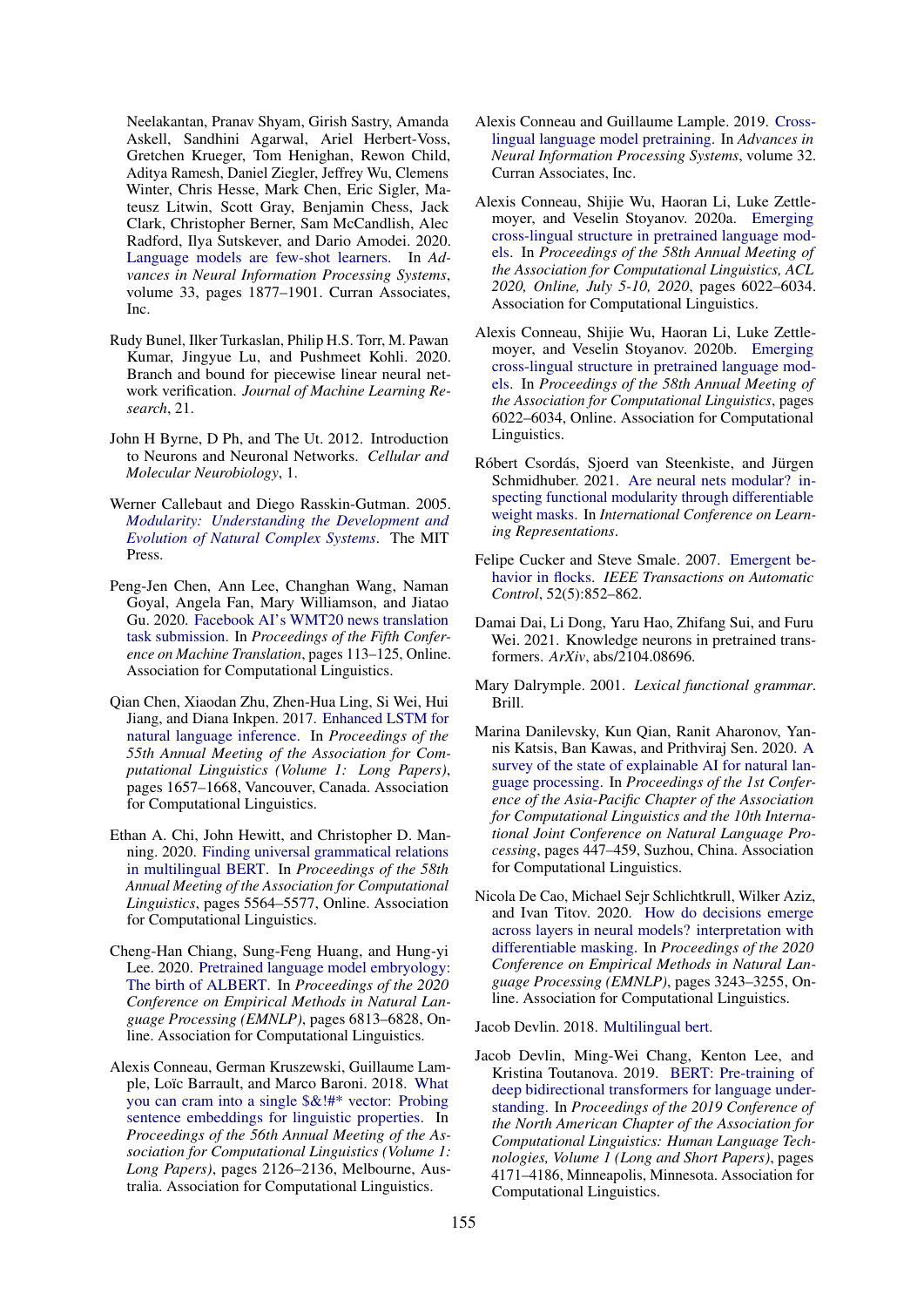Neelakantan, Pranav Shyam, Girish Sastry, Amanda Askell, Sandhini Agarwal, Ariel Herbert-Voss, Gretchen Krueger, Tom Henighan, Rewon Child, Aditya Ramesh, Daniel Ziegler, Jeffrey Wu, Clemens Winter, Chris Hesse, Mark Chen, Eric Sigler, Mateusz Litwin, Scott Gray, Benjamin Chess, Jack Clark, Christopher Berner, Sam McCandlish, Alec Radford, Ilya Sutskever, and Dario Amodei. 2020. Language models are few-shot learners. In *Advances in Neural Information Processing Systems*, volume 33, pages 1877–1901. Curran Associates, Inc.

Rudy Bunel, Ilker Turkaslan, Philip H.S. Torr, M. Pawan Kumar, Jingyue Lu, and Pushmeet Kohli. 2020. Branch and bound for piecewise linear neural network verification. *Journal of Machine Learning Research*, 21.

John H Byrne, D Ph, and The Ut. 2012. Introduction to Neurons and Neuronal Networks. *Cellular and Molecular Neurobiology*, 1.

Werner Callebaut and Diego Rasskin-Gutman. 2005. *Modularity: Understanding the Development and Evolution of Natural Complex Systems*. The MIT Press.

Peng-Jen Chen, Ann Lee, Changhan Wang, Naman Goyal, Angela Fan, Mary Williamson, and Jiatao Gu. 2020. Facebook AI's WMT20 news translation task submission. In *Proceedings of the Fifth Conference on Machine Translation*, pages 113–125, Online. Association for Computational Linguistics.

Qian Chen, Xiaodan Zhu, Zhen-Hua Ling, Si Wei, Hui Jiang, and Diana Inkpen. 2017. Enhanced LSTM for natural language inference. In *Proceedings of the 55th Annual Meeting of the Association for Computational Linguistics (Volume 1: Long Papers)*, pages 1657–1668, Vancouver, Canada. Association for Computational Linguistics.

Ethan A. Chi, John Hewitt, and Christopher D. Manning. 2020. Finding universal grammatical relations in multilingual BERT. In *Proceedings of the 58th Annual Meeting of the Association for Computational Linguistics*, pages 5564–5577, Online. Association for Computational Linguistics.

Cheng-Han Chiang, Sung-Feng Huang, and Hung-yi Lee. 2020. Pretrained language model embryology: The birth of ALBERT. In *Proceedings of the 2020 Conference on Empirical Methods in Natural Language Processing (EMNLP)*, pages 6813–6828, Online. Association for Computational Linguistics.

Alexis Conneau, German Kruszewski, Guillaume Lample, Loïc Barrault, and Marco Baroni. 2018. What you can cram into a single $&!#* vector: Probing sentence embeddings for linguistic properties. In *Proceedings of the 56th Annual Meeting of the Association for Computational Linguistics (Volume 1: Long Papers)*, pages 2126–2136, Melbourne, Australia. Association for Computational Linguistics.

Alexis Conneau and Guillaume Lample. 2019. Cross-lingual language model pretraining. In *Advances in Neural Information Processing Systems*, volume 32. Curran Associates, Inc.

Alexis Conneau, Shijie Wu, Haoran Li, Luke Zettlemoyer, and Veselin Stoyanov. 2020a. Emerging cross-lingual structure in pretrained language models. In *Proceedings of the 58th Annual Meeting of the Association for Computational Linguistics, ACL 2020, Online, July 5-10, 2020*, pages 6022–6034. Association for Computational Linguistics.

Alexis Conneau, Shijie Wu, Haoran Li, Luke Zettlemoyer, and Veselin Stoyanov. 2020b. Emerging cross-lingual structure in pretrained language models. In *Proceedings of the 58th Annual Meeting of the Association for Computational Linguistics*, pages 6022–6034, Online. Association for Computational Linguistics.

Róbert Csordás, Sjoerd van Steenkiste, and Jürgen Schmidhuber. 2021. Are neural nets modular? inspecting functional modularity through differentiable weight masks. In *International Conference on Learning Representations*.

Felipe Cucker and Steve Smale. 2007. Emergent behavior in flocks. *IEEE Transactions on Automatic Control*, 52(5):852–862.

Damai Dai, Li Dong, Yaru Hao, Zhifang Sui, and Furu Wei. 2021. Knowledge neurons in pretrained transformers. *ArXiv*, abs/2104.08696.

Mary Dalrymple. 2001. *Lexical functional grammar*. Brill.

Marina Danilevsky, Kun Qian, Ranit Aharonov, Yannis Katsis, Ban Kawas, and Prithviraj Sen. 2020. A survey of the state of explainable AI for natural language processing. In *Proceedings of the 1st Conference of the Asia-Pacific Chapter of the Association for Computational Linguistics and the 10th International Joint Conference on Natural Language Processing*, pages 447–459, Suzhou, China. Association for Computational Linguistics.

Nicola De Cao, Michael Sejr Schlichtkrull, Wilker Aziz, and Ivan Titov. 2020. How do decisions emerge across layers in neural models? interpretation with differentiable masking. In *Proceedings of the 2020 Conference on Empirical Methods in Natural Language Processing (EMNLP)*, pages 3243–3255, Online. Association for Computational Linguistics.

Jacob Devlin. 2018. Multilingual bert.

Jacob Devlin, Ming-Wei Chang, Kenton Lee, and Kristina Toutanova. 2019. BERT: Pre-training of deep bidirectional transformers for language understanding. In *Proceedings of the 2019 Conference of the North American Chapter of the Association for Computational Linguistics: Human Language Technologies, Volume 1 (Long and Short Papers)*, pages 4171–4186, Minneapolis, Minnesota. Association for Computational Linguistics.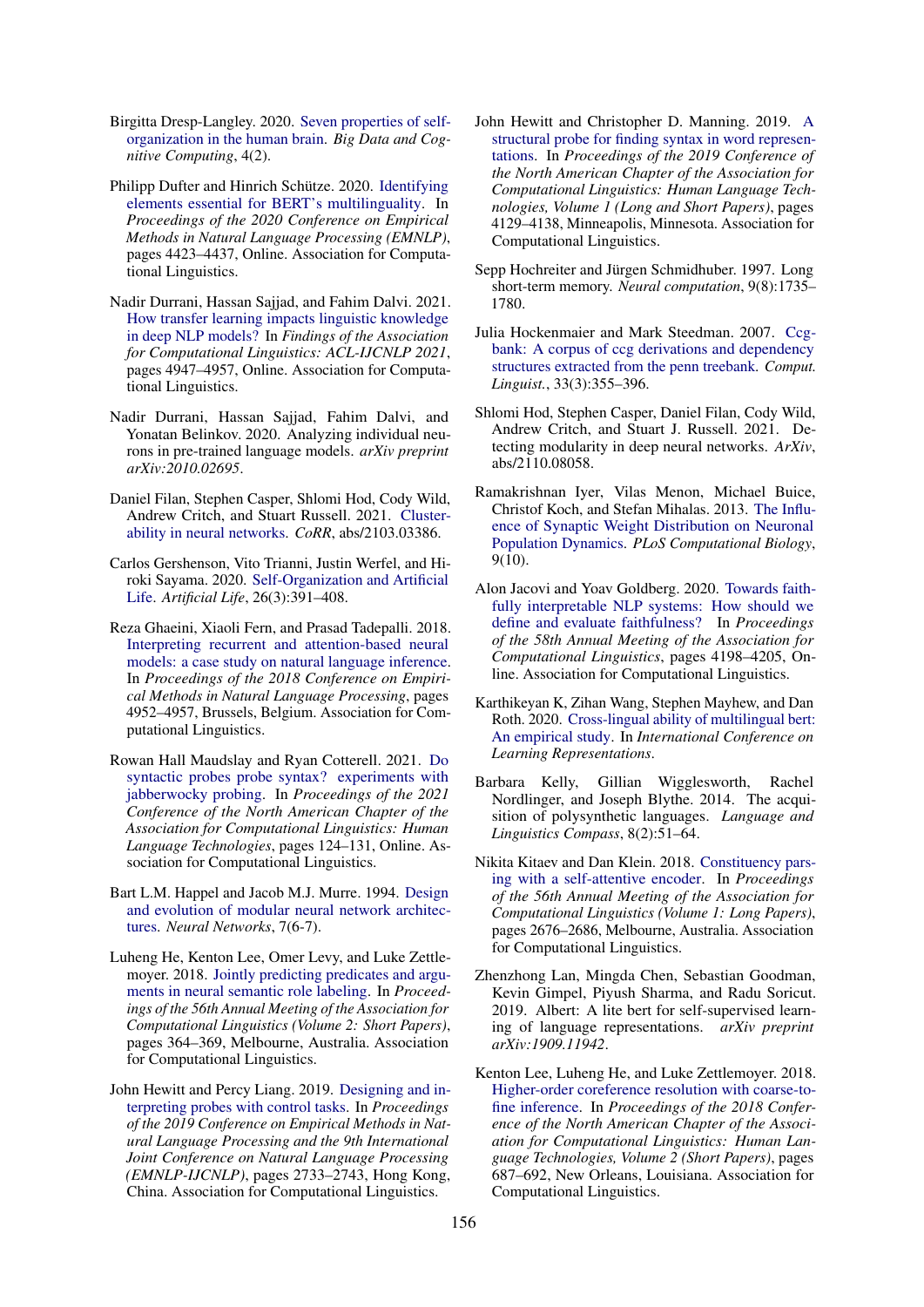Birgitta Dresp-Langley. 2020. Seven properties of self-organization in the human brain. *Big Data and Cognitive Computing*, 4(2).

Philipp Dufter and Hinrich Schütze. 2020. Identifying elements essential for BERT's multilinguality. In *Proceedings of the 2020 Conference on Empirical Methods in Natural Language Processing (EMNLP)*, pages 4423–4437, Online. Association for Computational Linguistics.

Nadir Durrani, Hassan Sajjad, and Fahim Dalvi. 2021. How transfer learning impacts linguistic knowledge in deep NLP models? In *Findings of the Association for Computational Linguistics: ACL-IJCNLP 2021*, pages 4947–4957, Online. Association for Computational Linguistics.

Nadir Durrani, Hassan Sajjad, Fahim Dalvi, and Yonatan Belinkov. 2020. Analyzing individual neurons in pre-trained language models. *arXiv preprint arXiv:2010.02695*.

Daniel Filan, Stephen Casper, Shlomi Hod, Cody Wild, Andrew Critch, and Stuart Russell. 2021. Clusterability in neural networks. *CoRR*, abs/2103.03386.

Carlos Gershenson, Vito Trianni, Justin Werfel, and Hiroki Sayama. 2020. Self-Organization and Artificial Life. *Artificial Life*, 26(3):391–408.

Reza Ghaeini, Xiaoli Fern, and Prasad Tadepalli. 2018. Interpreting recurrent and attention-based neural models: a case study on natural language inference. In *Proceedings of the 2018 Conference on Empirical Methods in Natural Language Processing*, pages 4952–4957, Brussels, Belgium. Association for Computational Linguistics.

Rowan Hall Maudslay and Ryan Cotterell. 2021. Do syntactic probes probe syntax? experiments with jabberwocky probing. In *Proceedings of the 2021 Conference of the North American Chapter of the Association for Computational Linguistics: Human Language Technologies*, pages 124–131, Online. Association for Computational Linguistics.

Bart L.M. Happel and Jacob M.J. Murre. 1994. Design and evolution of modular neural network architectures. *Neural Networks*, 7(6-7).

Luheng He, Kenton Lee, Omer Levy, and Luke Zettlemoyer. 2018. Jointly predicting predicates and arguments in neural semantic role labeling. In *Proceedings of the 56th Annual Meeting of the Association for Computational Linguistics (Volume 2: Short Papers)*, pages 364–369, Melbourne, Australia. Association for Computational Linguistics.

John Hewitt and Percy Liang. 2019. Designing and interpreting probes with control tasks. In *Proceedings of the 2019 Conference on Empirical Methods in Natural Language Processing and the 9th International Joint Conference on Natural Language Processing (EMNLP-IJCNLP)*, pages 2733–2743, Hong Kong, China. Association for Computational Linguistics.

John Hewitt and Christopher D. Manning. 2019. A structural probe for finding syntax in word representations. In *Proceedings of the 2019 Conference of the North American Chapter of the Association for Computational Linguistics: Human Language Technologies, Volume 1 (Long and Short Papers)*, pages 4129–4138, Minneapolis, Minnesota. Association for Computational Linguistics.

Sepp Hochreiter and Jürgen Schmidhuber. 1997. Long short-term memory. *Neural computation*, 9(8):1735–1780.

Julia Hockenmaier and Mark Steedman. 2007. Ccgbank: A corpus of ccg derivations and dependency structures extracted from the penn treebank. *Comput. Linguist.*, 33(3):355–396.

Shlomi Hod, Stephen Casper, Daniel Filan, Cody Wild, Andrew Critch, and Stuart J. Russell. 2021. Detecting modularity in deep neural networks. *ArXiv*, abs/2110.08058.

Ramakrishnan Iyer, Vilas Menon, Michael Buice, Christof Koch, and Stefan Mihalas. 2013. The Influence of Synaptic Weight Distribution on Neuronal Population Dynamics. *PLoS Computational Biology*, 9(10).

Alon Jacovi and Yoav Goldberg. 2020. Towards faithfully interpretable NLP systems: How should we define and evaluate faithfulness? In *Proceedings of the 58th Annual Meeting of the Association for Computational Linguistics*, pages 4198–4205, Online. Association for Computational Linguistics.

Karthikeyan K, Zihan Wang, Stephen Mayhew, and Dan Roth. 2020. Cross-lingual ability of multilingual bert: An empirical study. In *International Conference on Learning Representations*.

Barbara Kelly, Gillian Wigglesworth, Rachel Nordlinger, and Joseph Blythe. 2014. The acquisition of polysynthetic languages. *Language and Linguistics Compass*, 8(2):51–64.

Nikita Kitaev and Dan Klein. 2018. Constituency parsing with a self-attentive encoder. In *Proceedings of the 56th Annual Meeting of the Association for Computational Linguistics (Volume 1: Long Papers)*, pages 2676–2686, Melbourne, Australia. Association for Computational Linguistics.

Zhenzhong Lan, Mingda Chen, Sebastian Goodman, Kevin Gimpel, Piyush Sharma, and Radu Soricut. 2019. Albert: A lite bert for self-supervised learning of language representations. *arXiv preprint arXiv:1909.11942*.

Kenton Lee, Luheng He, and Luke Zettlemoyer. 2018. Higher-order coreference resolution with coarse-to-fine inference. In *Proceedings of the 2018 Conference of the North American Chapter of the Association for Computational Linguistics: Human Language Technologies, Volume 2 (Short Papers)*, pages 687–692, New Orleans, Louisiana. Association for Computational Linguistics.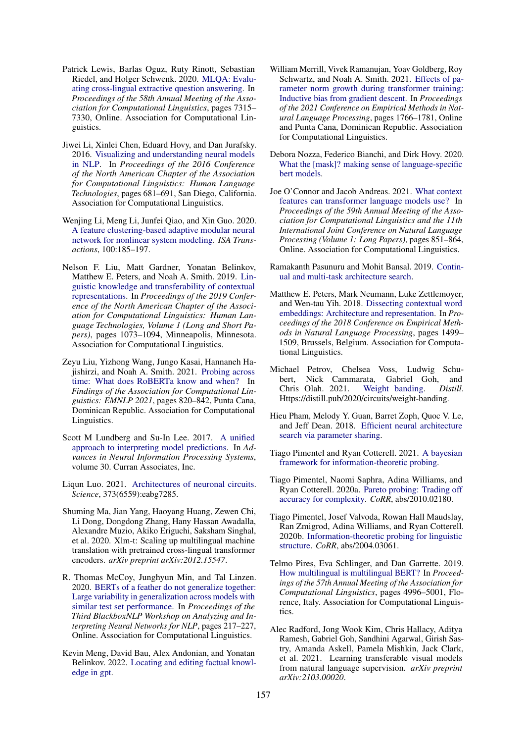Patrick Lewis, Barlas Oguz, Ruty Rinott, Sebastian Riedel, and Holger Schwenk. 2020. MLQA: Evaluating cross-lingual extractive question answering. In *Proceedings of the 58th Annual Meeting of the Association for Computational Linguistics*, pages 7315–7330, Online. Association for Computational Linguistics.

Jiwei Li, Xinlei Chen, Eduard Hovy, and Dan Jurafsky. 2016. Visualizing and understanding neural models in NLP. In *Proceedings of the 2016 Conference of the North American Chapter of the Association for Computational Linguistics: Human Language Technologies*, pages 681–691, San Diego, California. Association for Computational Linguistics.

Wenjing Li, Meng Li, Junfei Qiao, and Xin Guo. 2020. A feature clustering-based adaptive modular neural network for nonlinear system modeling. *ISA Transactions*, 100:185–197.

Nelson F. Liu, Matt Gardner, Yonatan Belinkov, Matthew E. Peters, and Noah A. Smith. 2019. Linguistic knowledge and transferability of contextual representations. In *Proceedings of the 2019 Conference of the North American Chapter of the Association for Computational Linguistics: Human Language Technologies, Volume 1 (Long and Short Papers)*, pages 1073–1094, Minneapolis, Minnesota. Association for Computational Linguistics.

Zeyu Liu, Yizhong Wang, Jungo Kasai, Hannaneh Hajishirzi, and Noah A. Smith. 2021. Probing across time: What does RoBERTa know and when? In *Findings of the Association for Computational Linguistics: EMNLP 2021*, pages 820–842, Punta Cana, Dominican Republic. Association for Computational Linguistics.

Scott M Lundberg and Su-In Lee. 2017. A unified approach to interpreting model predictions. In *Advances in Neural Information Processing Systems*, volume 30. Curran Associates, Inc.

Liqun Luo. 2021. Architectures of neuronal circuits. *Science*, 373(6559):eabg7285.

Shuming Ma, Jian Yang, Haoyang Huang, Zewen Chi, Li Dong, Dongdong Zhang, Hany Hassan Awadalla, Alexandre Muzio, Akiko Eriguchi, Saksham Singhal, et al. 2020. Xlm-t: Scaling up multilingual machine translation with pretrained cross-lingual transformer encoders. *arXiv preprint arXiv:2012.15547*.

R. Thomas McCoy, Junghyun Min, and Tal Linzen. 2020. BERTs of a feather do not generalize together: Large variability in generalization across models with similar test set performance. In *Proceedings of the Third BlackboxNLP Workshop on Analyzing and Interpreting Neural Networks for NLP*, pages 217–227, Online. Association for Computational Linguistics.

Kevin Meng, David Bau, Alex Andonian, and Yonatan Belinkov. 2022. Locating and editing factual knowledge in gpt.

William Merrill, Vivek Ramanujan, Yoav Goldberg, Roy Schwartz, and Noah A. Smith. 2021. Effects of parameter norm growth during transformer training: Inductive bias from gradient descent. In *Proceedings of the 2021 Conference on Empirical Methods in Natural Language Processing*, pages 1766–1781, Online and Punta Cana, Dominican Republic. Association for Computational Linguistics.

Debora Nozza, Federico Bianchi, and Dirk Hovy. 2020. What the [mask]? making sense of language-specific bert models.

Joe O'Connor and Jacob Andreas. 2021. What context features can transformer language models use? In *Proceedings of the 59th Annual Meeting of the Association for Computational Linguistics and the 11th International Joint Conference on Natural Language Processing (Volume 1: Long Papers)*, pages 851–864, Online. Association for Computational Linguistics.

Ramakanth Pasunuru and Mohit Bansal. 2019. Continual and multi-task architecture search.

Matthew E. Peters, Mark Neumann, Luke Zettlemoyer, and Wen-tau Yih. 2018. Dissecting contextual word embeddings: Architecture and representation. In *Proceedings of the 2018 Conference on Empirical Methods in Natural Language Processing*, pages 1499–1509, Brussels, Belgium. Association for Computational Linguistics.

Michael Petrov, Chelsea Voss, Ludwig Schubert, Nick Cammarata, Gabriel Goh, and Chris Olah. 2021. Weight banding. *Distill*. Https://distill.pub/2020/circuits/weight-banding.

Hieu Pham, Melody Y. Guan, Barret Zoph, Quoc V. Le, and Jeff Dean. 2018. Efficient neural architecture search via parameter sharing.

Tiago Pimentel and Ryan Cotterell. 2021. A bayesian framework for information-theoretic probing.

Tiago Pimentel, Naomi Saphra, Adina Williams, and Ryan Cotterell. 2020a. Pareto probing: Trading off accuracy for complexity. *CoRR*, abs/2010.02180.

Tiago Pimentel, Josef Valvoda, Rowan Hall Maudslay, Ran Zmigrod, Adina Williams, and Ryan Cotterell. 2020b. Information-theoretic probing for linguistic structure. *CoRR*, abs/2004.03061.

Telmo Pires, Eva Schlinger, and Dan Garrette. 2019. How multilingual is multilingual BERT? In *Proceedings of the 57th Annual Meeting of the Association for Computational Linguistics*, pages 4996–5001, Florence, Italy. Association for Computational Linguistics.

Alec Radford, Jong Wook Kim, Chris Hallacy, Aditya Ramesh, Gabriel Goh, Sandhini Agarwal, Girish Sastry, Amanda Askell, Pamela Mishkin, Jack Clark, et al. 2021. Learning transferable visual models from natural language supervision. *arXiv preprint arXiv:2103.00020*.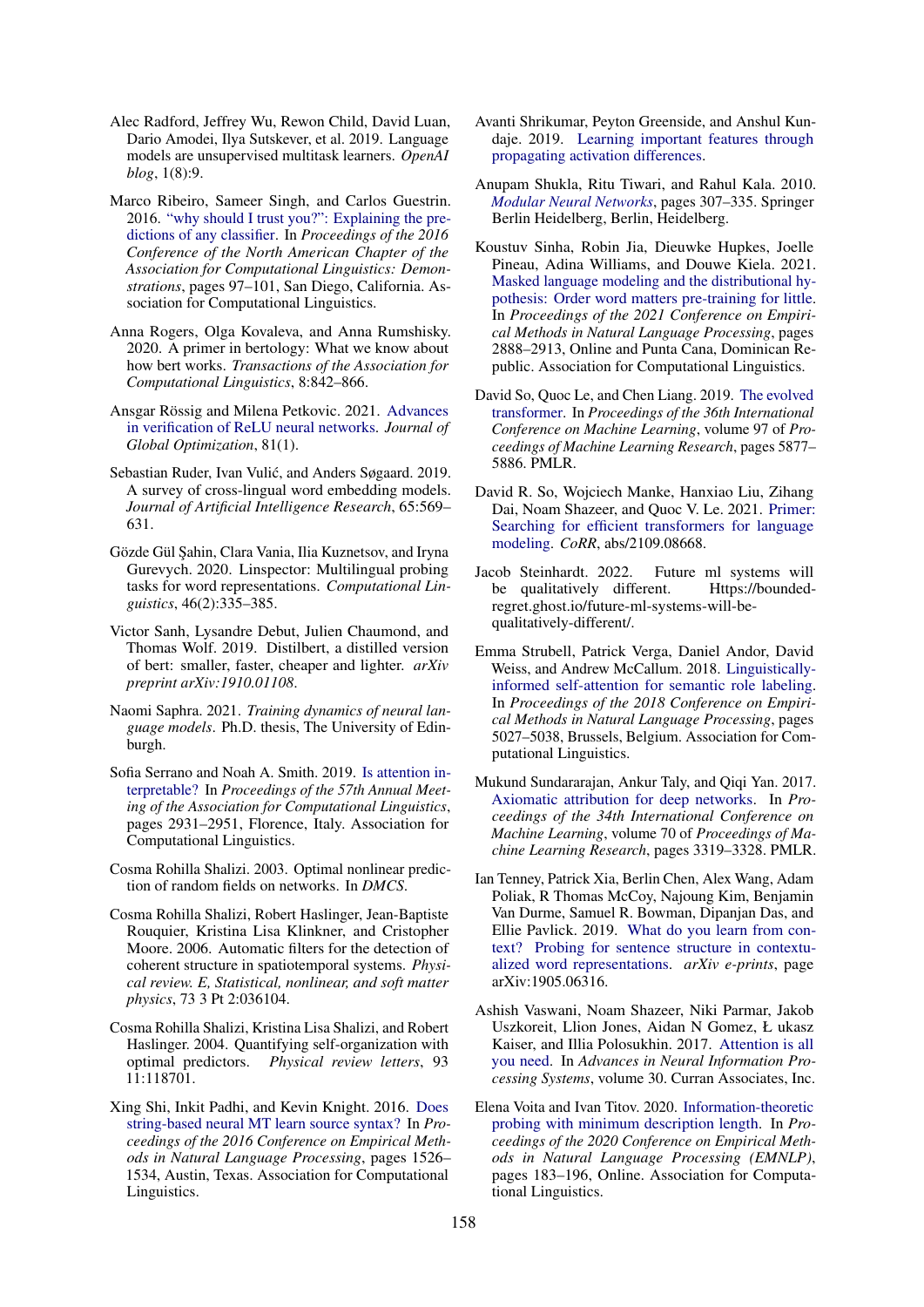Alec Radford, Jeffrey Wu, Rewon Child, David Luan, Dario Amodei, Ilya Sutskever, et al. 2019. Language models are unsupervised multitask learners. *OpenAI blog*, 1(8):9.

Marco Ribeiro, Sameer Singh, and Carlos Guestrin. 2016. "why should I trust you?": Explaining the predictions of any classifier. In *Proceedings of the 2016 Conference of the North American Chapter of the Association for Computational Linguistics: Demonstrations*, pages 97–101, San Diego, California. Association for Computational Linguistics.

Anna Rogers, Olga Kovaleva, and Anna Rumshisky. 2020. A primer in bertology: What we know about how bert works. *Transactions of the Association for Computational Linguistics*, 8:842–866.

Ansgar Rössig and Milena Petkovic. 2021. Advances in verification of ReLU neural networks. *Journal of Global Optimization*, 81(1).

Sebastian Ruder, Ivan Vulić, and Anders Søgaard. 2019. A survey of cross-lingual word embedding models. *Journal of Artificial Intelligence Research*, 65:569–631.

Gözde Gül Şahin, Clara Vania, Ilia Kuznetsov, and Iryna Gurevych. 2020. Linspector: Multilingual probing tasks for word representations. *Computational Linguistics*, 46(2):335–385.

Victor Sanh, Lysandre Debut, Julien Chaumond, and Thomas Wolf. 2019. Distilbert, a distilled version of bert: smaller, faster, cheaper and lighter. *arXiv preprint arXiv:1910.01108*.

Naomi Saphra. 2021. *Training dynamics of neural language models*. Ph.D. thesis, The University of Edinburgh.

Sofia Serrano and Noah A. Smith. 2019. Is attention interpretable? In *Proceedings of the 57th Annual Meeting of the Association for Computational Linguistics*, pages 2931–2951, Florence, Italy. Association for Computational Linguistics.

Cosma Rohilla Shalizi. 2003. Optimal nonlinear prediction of random fields on networks. In *DMCS*.

Cosma Rohilla Shalizi, Robert Haslinger, Jean-Baptiste Rouquier, Kristina Lisa Klinkner, and Cristopher Moore. 2006. Automatic filters for the detection of coherent structure in spatiotemporal systems. *Physical review. E, Statistical, nonlinear, and soft matter physics*, 73 3 Pt 2:036104.

Cosma Rohilla Shalizi, Kristina Lisa Shalizi, and Robert Haslinger. 2004. Quantifying self-organization with optimal predictors. *Physical review letters*, 93 11:118701.

Xing Shi, Inkit Padhi, and Kevin Knight. 2016. Does string-based neural MT learn source syntax? In *Proceedings of the 2016 Conference on Empirical Methods in Natural Language Processing*, pages 1526–1534, Austin, Texas. Association for Computational Linguistics.

Avanti Shrikumar, Peyton Greenside, and Anshul Kundaje. 2019. Learning important features through propagating activation differences.

Anupam Shukla, Ritu Tiwari, and Rahul Kala. 2010. *Modular Neural Networks*, pages 307–335. Springer Berlin Heidelberg, Berlin, Heidelberg.

Koustuv Sinha, Robin Jia, Dieuwke Hupkes, Joelle Pineau, Adina Williams, and Douwe Kiela. 2021. Masked language modeling and the distributional hypothesis: Order word matters pre-training for little. In *Proceedings of the 2021 Conference on Empirical Methods in Natural Language Processing*, pages 2888–2913, Online and Punta Cana, Dominican Republic. Association for Computational Linguistics.

David So, Quoc Le, and Chen Liang. 2019. The evolved transformer. In *Proceedings of the 36th International Conference on Machine Learning*, volume 97 of *Proceedings of Machine Learning Research*, pages 5877–5886. PMLR.

David R. So, Wojciech Manke, Hanxiao Liu, Zihang Dai, Noam Shazeer, and Quoc V. Le. 2021. Primer: Searching for efficient transformers for language modeling. *CoRR*, abs/2109.08668.

Jacob Steinhardt. 2022. Future ml systems will be qualitatively different. Https://bounded-regret.ghost.io/future-ml-systems-will-be-qualitatively-different/.

Emma Strubell, Patrick Verga, Daniel Andor, David Weiss, and Andrew McCallum. 2018. Linguistically-informed self-attention for semantic role labeling. In *Proceedings of the 2018 Conference on Empirical Methods in Natural Language Processing*, pages 5027–5038, Brussels, Belgium. Association for Computational Linguistics.

Mukund Sundararajan, Ankur Taly, and Qiqi Yan. 2017. Axiomatic attribution for deep networks. In *Proceedings of the 34th International Conference on Machine Learning*, volume 70 of *Proceedings of Machine Learning Research*, pages 3319–3328. PMLR.

Ian Tenney, Patrick Xia, Berlin Chen, Alex Wang, Adam Poliak, R Thomas McCoy, Najoung Kim, Benjamin Van Durme, Samuel R. Bowman, Dipanjan Das, and Ellie Pavlick. 2019. What do you learn from context? Probing for sentence structure in contextualized word representations. *arXiv e-prints*, page arXiv:1905.06316.

Ashish Vaswani, Noam Shazeer, Niki Parmar, Jakob Uszkoreit, Llion Jones, Aidan N Gomez, Ł ukasz Kaiser, and Illia Polosukhin. 2017. Attention is all you need. In *Advances in Neural Information Processing Systems*, volume 30. Curran Associates, Inc.

Elena Voita and Ivan Titov. 2020. Information-theoretic probing with minimum description length. In *Proceedings of the 2020 Conference on Empirical Methods in Natural Language Processing (EMNLP)*, pages 183–196, Online. Association for Computational Linguistics.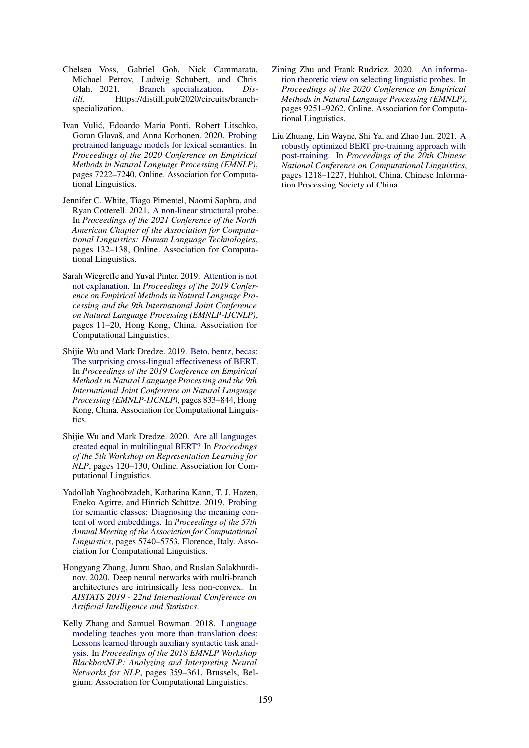Chelsea Voss, Gabriel Goh, Nick Cammarata, Michael Petrov, Ludwig Schubert, and Chris Olah. 2021. Branch specialization. *Distill*. Https://distill.pub/2020/circuits/branch-specialization.

Ivan Vulić, Edoardo Maria Ponti, Robert Litschko, Goran Glavaš, and Anna Korhonen. 2020. Probing pretrained language models for lexical semantics. In *Proceedings of the 2020 Conference on Empirical Methods in Natural Language Processing (EMNLP)*, pages 7222–7240, Online. Association for Computational Linguistics.

Jennifer C. White, Tiago Pimentel, Naomi Saphra, and Ryan Cotterell. 2021. A non-linear structural probe. In *Proceedings of the 2021 Conference of the North American Chapter of the Association for Computational Linguistics: Human Language Technologies*, pages 132–138, Online. Association for Computational Linguistics.

Sarah Wiegreffe and Yuval Pinter. 2019. Attention is not not explanation. In *Proceedings of the 2019 Conference on Empirical Methods in Natural Language Processing and the 9th International Joint Conference on Natural Language Processing (EMNLP-IJCNLP)*, pages 11–20, Hong Kong, China. Association for Computational Linguistics.

Shijie Wu and Mark Dredze. 2019. Beto, bentz, becas: The surprising cross-lingual effectiveness of BERT. In *Proceedings of the 2019 Conference on Empirical Methods in Natural Language Processing and the 9th International Joint Conference on Natural Language Processing (EMNLP-IJCNLP)*, pages 833–844, Hong Kong, China. Association for Computational Linguistics.

Shijie Wu and Mark Dredze. 2020. Are all languages created equal in multilingual BERT? In *Proceedings of the 5th Workshop on Representation Learning for NLP*, pages 120–130, Online. Association for Computational Linguistics.

Yadollah Yaghoobzadeh, Katharina Kann, T. J. Hazen, Eneko Agirre, and Hinrich Schütze. 2019. Probing for semantic classes: Diagnosing the meaning content of word embeddings. In *Proceedings of the 57th Annual Meeting of the Association for Computational Linguistics*, pages 5740–5753, Florence, Italy. Association for Computational Linguistics.

Hongyang Zhang, Junru Shao, and Ruslan Salakhutdinov. 2020. Deep neural networks with multi-branch architectures are intrinsically less non-convex. In *AISTATS 2019 - 22nd International Conference on Artificial Intelligence and Statistics*.

Kelly Zhang and Samuel Bowman. 2018. Language modeling teaches you more than translation does: Lessons learned through auxiliary syntactic task analysis. In *Proceedings of the 2018 EMNLP Workshop BlackboxNLP: Analyzing and Interpreting Neural Networks for NLP*, pages 359–361, Brussels, Belgium. Association for Computational Linguistics.

Zining Zhu and Frank Rudzicz. 2020. An information theoretic view on selecting linguistic probes. In *Proceedings of the 2020 Conference on Empirical Methods in Natural Language Processing (EMNLP)*, pages 9251–9262, Online. Association for Computational Linguistics.

Liu Zhuang, Lin Wayne, Shi Ya, and Zhao Jun. 2021. A robustly optimized BERT pre-training approach with post-training. In *Proceedings of the 20th Chinese National Conference on Computational Linguistics*, pages 1218–1227, Huhhot, China. Chinese Information Processing Society of China.